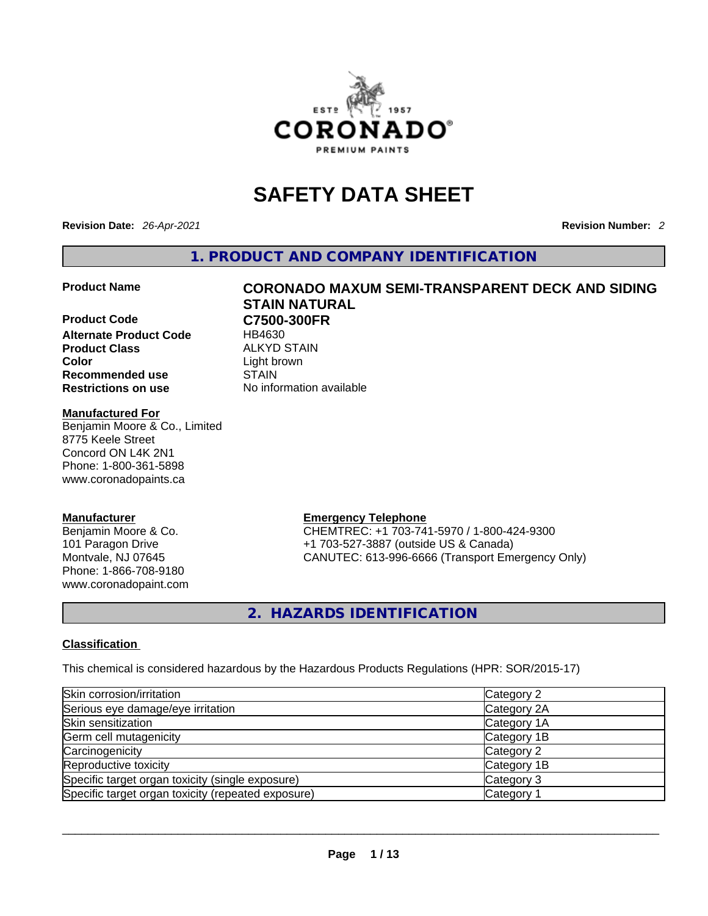# SAFETY DATA SHEET

**Revision Date:** *26-Apr-2021*

**Revision Number:** *2*

## 1. PRODUCT AND COMPANY IDENTIFICATION

**Product Name** **CORONADO MAXUM SEMI-TRANSPARENT DECK AND SIDING STAIN NATURAL**

**Product Code** **C7500-300FR**

**Alternate Product Code** HB4630

**Product Class** ALKYD STAIN

**Color** Light brown

**Recommended use** STAIN

**Restrictions on use** No information available

**Manufactured For**

Benjamin Moore & Co., Limited
8775 Keele Street
Concord ON L4K 2N1
Phone: 1-800-361-5898
www.coronadopaints.ca

**Manufacturer**

Benjamin Moore & Co.
101 Paragon Drive
Montvale, NJ 07645
Phone: 1-866-708-9180
www.coronadopaint.com

**Emergency Telephone**

CHEMTREC: +1 703-741-5970 / 1-800-424-9300
+1 703-527-3887 (outside US & Canada)
CANUTEC: 613-996-6666 (Transport Emergency Only)

## 2. HAZARDS IDENTIFICATION

**Classification**

This chemical is considered hazardous by the Hazardous Products Regulations (HPR: SOR/2015-17)

| Hazard | Category |
|---|---|
| Skin corrosion/irritation | Category 2 |
| Serious eye damage/eye irritation | Category 2A |
| Skin sensitization | Category 1A |
| Germ cell mutagenicity | Category 1B |
| Carcinogenicity | Category 2 |
| Reproductive toxicity | Category 1B |
| Specific target organ toxicity (single exposure) | Category 3 |
| Specific target organ toxicity (repeated exposure) | Category 1 |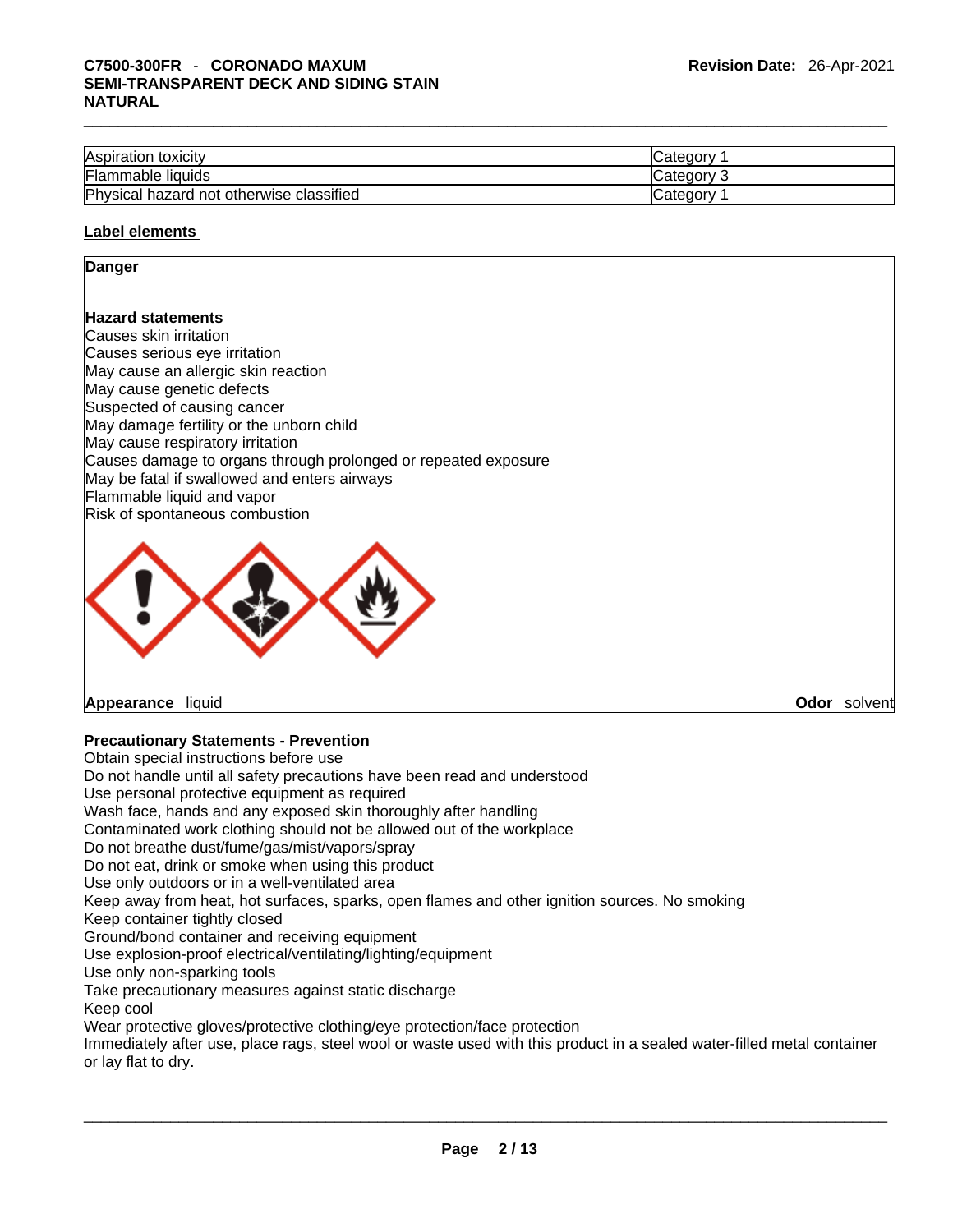| Aspiration toxicity | Category 1 |
|---|---|
| Flammable liquids | Category 3 |
| Physical hazard not otherwise classified | Category 1 |

**Label elements**

**Danger**

**Hazard statements**

Causes skin irritation
Causes serious eye irritation
May cause an allergic skin reaction
May cause genetic defects
Suspected of causing cancer
May damage fertility or the unborn child
May cause respiratory irritation
Causes damage to organs through prolonged or repeated exposure
May be fatal if swallowed and enters airways
Flammable liquid and vapor
Risk of spontaneous combustion

**Appearance** liquid **Odor** solvent

**Precautionary Statements - Prevention**

Obtain special instructions before use
Do not handle until all safety precautions have been read and understood
Use personal protective equipment as required
Wash face, hands and any exposed skin thoroughly after handling
Contaminated work clothing should not be allowed out of the workplace
Do not breathe dust/fume/gas/mist/vapors/spray
Do not eat, drink or smoke when using this product
Use only outdoors or in a well-ventilated area
Keep away from heat, hot surfaces, sparks, open flames and other ignition sources. No smoking
Keep container tightly closed
Ground/bond container and receiving equipment
Use explosion-proof electrical/ventilating/lighting/equipment
Use only non-sparking tools
Take precautionary measures against static discharge
Keep cool
Wear protective gloves/protective clothing/eye protection/face protection
Immediately after use, place rags, steel wool or waste used with this product in a sealed water-filled metal container or lay flat to dry.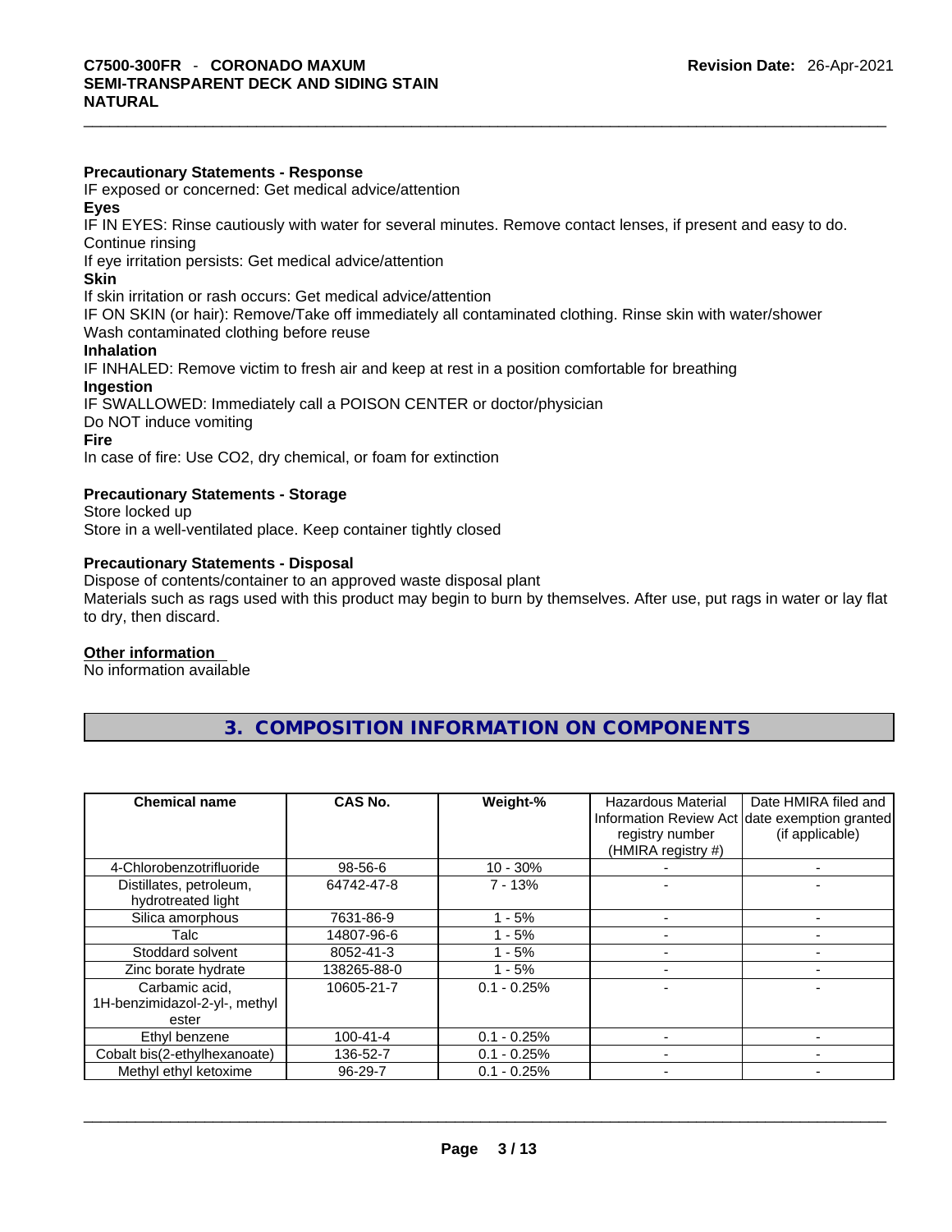**Precautionary Statements - Response**

IF exposed or concerned: Get medical advice/attention

**Eyes**

IF IN EYES: Rinse cautiously with water for several minutes. Remove contact lenses, if present and easy to do. Continue rinsing

If eye irritation persists: Get medical advice/attention

**Skin**

If skin irritation or rash occurs: Get medical advice/attention

IF ON SKIN (or hair): Remove/Take off immediately all contaminated clothing. Rinse skin with water/shower

Wash contaminated clothing before reuse

**Inhalation**

IF INHALED: Remove victim to fresh air and keep at rest in a position comfortable for breathing

**Ingestion**

IF SWALLOWED: Immediately call a POISON CENTER or doctor/physician

Do NOT induce vomiting

**Fire**

In case of fire: Use CO2, dry chemical, or foam for extinction

**Precautionary Statements - Storage**

Store locked up

Store in a well-ventilated place. Keep container tightly closed

**Precautionary Statements - Disposal**

Dispose of contents/container to an approved waste disposal plant

Materials such as rags used with this product may begin to burn by themselves. After use, put rags in water or lay flat to dry, then discard.

**Other information**

No information available

## 3. COMPOSITION INFORMATION ON COMPONENTS

| Chemical name | CAS No. | Weight-% | Hazardous Material Information Review Act registry number (HMIRA registry #) | Date HMIRA filed and date exemption granted (if applicable) |
|---|---|---|---|---|
| 4-Chlorobenzotrifluoride | 98-56-6 | 10 - 30% | - | - |
| Distillates, petroleum, hydrotreated light | 64742-47-8 | 7 - 13% | - | - |
| Silica amorphous | 7631-86-9 | 1 - 5% | - | - |
| Talc | 14807-96-6 | 1 - 5% | - | - |
| Stoddard solvent | 8052-41-3 | 1 - 5% | - | - |
| Zinc borate hydrate | 138265-88-0 | 1 - 5% | - | - |
| Carbamic acid, 1H-benzimidazol-2-yl-, methyl ester | 10605-21-7 | 0.1 - 0.25% | - | - |
| Ethyl benzene | 100-41-4 | 0.1 - 0.25% | - | - |
| Cobalt bis(2-ethylhexanoate) | 136-52-7 | 0.1 - 0.25% | - | - |
| Methyl ethyl ketoxime | 96-29-7 | 0.1 - 0.25% | - | - |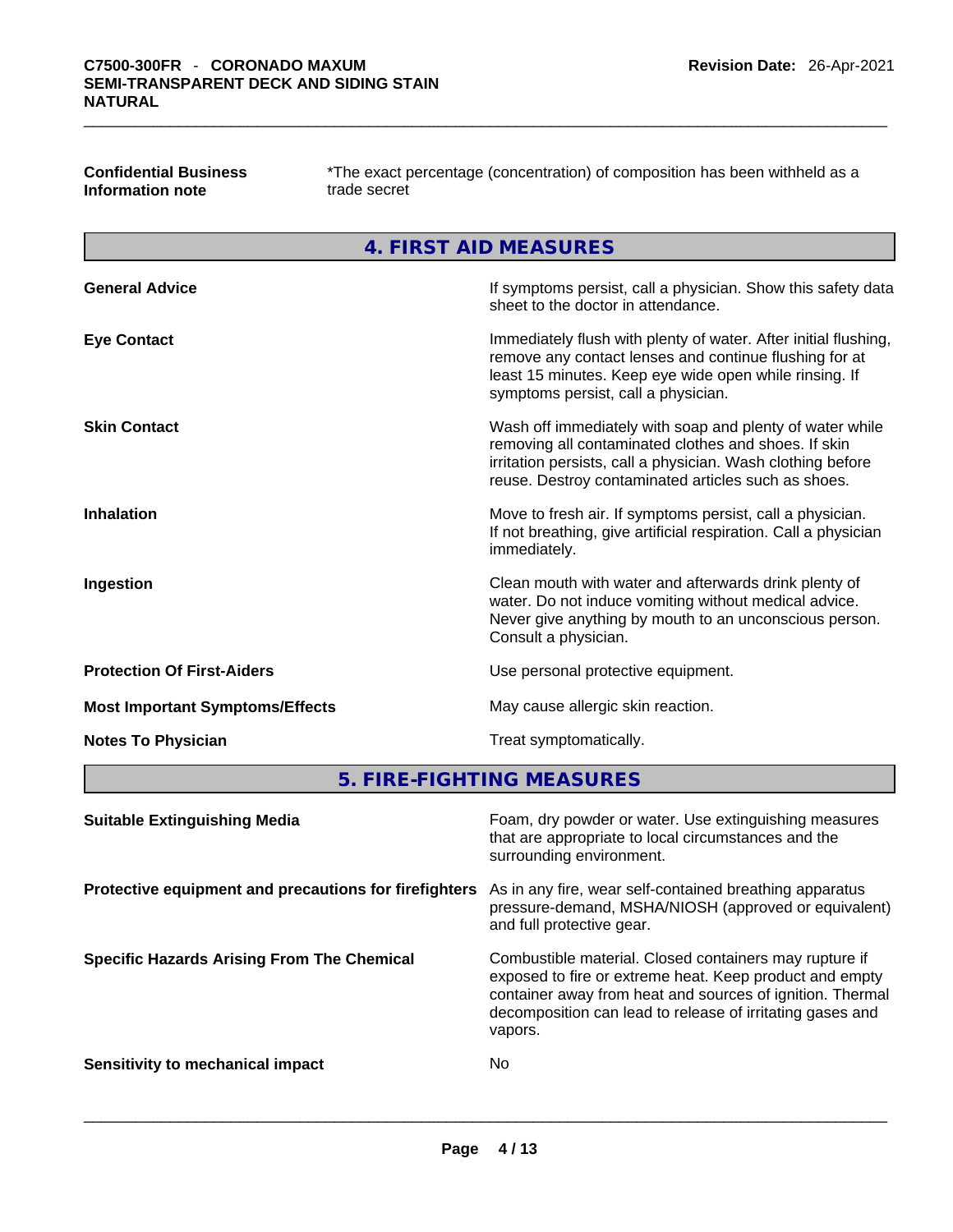**Confidential Business Information note** *The exact percentage (concentration) of composition has been withheld as a trade secret

## 4. FIRST AID MEASURES

| | |
|---|---|
| **General Advice** | If symptoms persist, call a physician. Show this safety data sheet to the doctor in attendance. |
| **Eye Contact** | Immediately flush with plenty of water. After initial flushing, remove any contact lenses and continue flushing for at least 15 minutes. Keep eye wide open while rinsing. If symptoms persist, call a physician. |
| **Skin Contact** | Wash off immediately with soap and plenty of water while removing all contaminated clothes and shoes. If skin irritation persists, call a physician. Wash clothing before reuse. Destroy contaminated articles such as shoes. |
| **Inhalation** | Move to fresh air. If symptoms persist, call a physician. If not breathing, give artificial respiration. Call a physician immediately. |
| **Ingestion** | Clean mouth with water and afterwards drink plenty of water. Do not induce vomiting without medical advice. Never give anything by mouth to an unconscious person. Consult a physician. |
| **Protection Of First-Aiders** | Use personal protective equipment. |
| **Most Important Symptoms/Effects** | May cause allergic skin reaction. |
| **Notes To Physician** | Treat symptomatically. |

## 5. FIRE-FIGHTING MEASURES

| | |
|---|---|
| **Suitable Extinguishing Media** | Foam, dry powder or water. Use extinguishing measures that are appropriate to local circumstances and the surrounding environment. |
| **Protective equipment and precautions for firefighters** | As in any fire, wear self-contained breathing apparatus pressure-demand, MSHA/NIOSH (approved or equivalent) and full protective gear. |
| **Specific Hazards Arising From The Chemical** | Combustible material. Closed containers may rupture if exposed to fire or extreme heat. Keep product and empty container away from heat and sources of ignition. Thermal decomposition can lead to release of irritating gases and vapors. |
| **Sensitivity to mechanical impact** | No |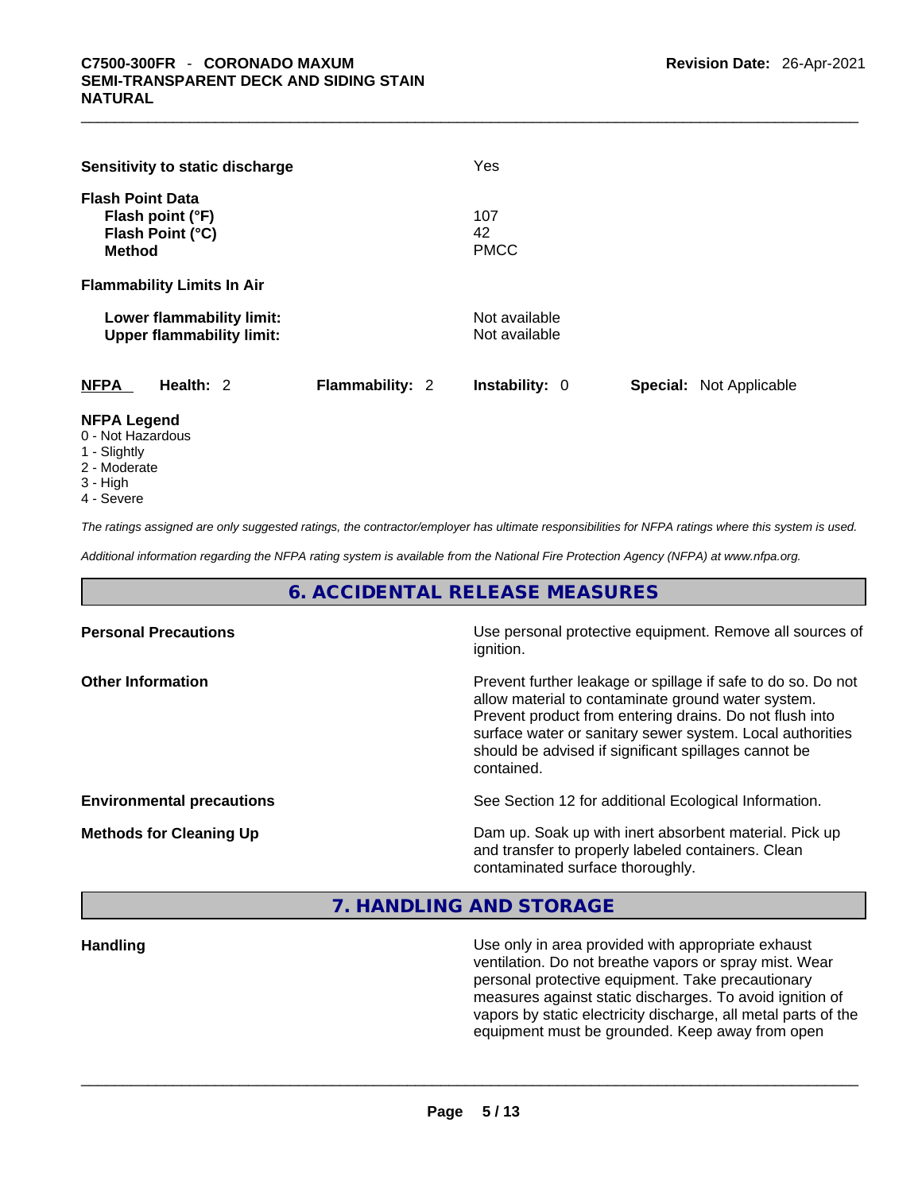**Sensitivity to static discharge** Yes

**Flash Point Data**

**Flash point (°F)** 107
**Flash Point (°C)** 42
**Method** PMCC

**Flammability Limits In Air**

**Lower flammability limit:** Not available
**Upper flammability limit:** Not available

| **NFPA** | **Health:** 2 | **Flammability:** 2 | **Instability:** 0 | **Special:** Not Applicable |
|---|---|---|---|---|

**NFPA Legend**
- 0 - Not Hazardous
- 1 - Slightly
- 2 - Moderate
- 3 - High
- 4 - Severe

*The ratings assigned are only suggested ratings, the contractor/employer has ultimate responsibilities for NFPA ratings where this system is used.*

*Additional information regarding the NFPA rating system is available from the National Fire Protection Agency (NFPA) at www.nfpa.org.*

## 6. ACCIDENTAL RELEASE MEASURES

**Personal Precautions** Use personal protective equipment. Remove all sources of ignition.

**Other Information** Prevent further leakage or spillage if safe to do so. Do not allow material to contaminate ground water system. Prevent product from entering drains. Do not flush into surface water or sanitary sewer system. Local authorities should be advised if significant spillages cannot be contained.

**Environmental precautions** See Section 12 for additional Ecological Information.

**Methods for Cleaning Up** Dam up. Soak up with inert absorbent material. Pick up and transfer to properly labeled containers. Clean contaminated surface thoroughly.

## 7. HANDLING AND STORAGE

**Handling** Use only in area provided with appropriate exhaust ventilation. Do not breathe vapors or spray mist. Wear personal protective equipment. Take precautionary measures against static discharges. To avoid ignition of vapors by static electricity discharge, all metal parts of the equipment must be grounded. Keep away from open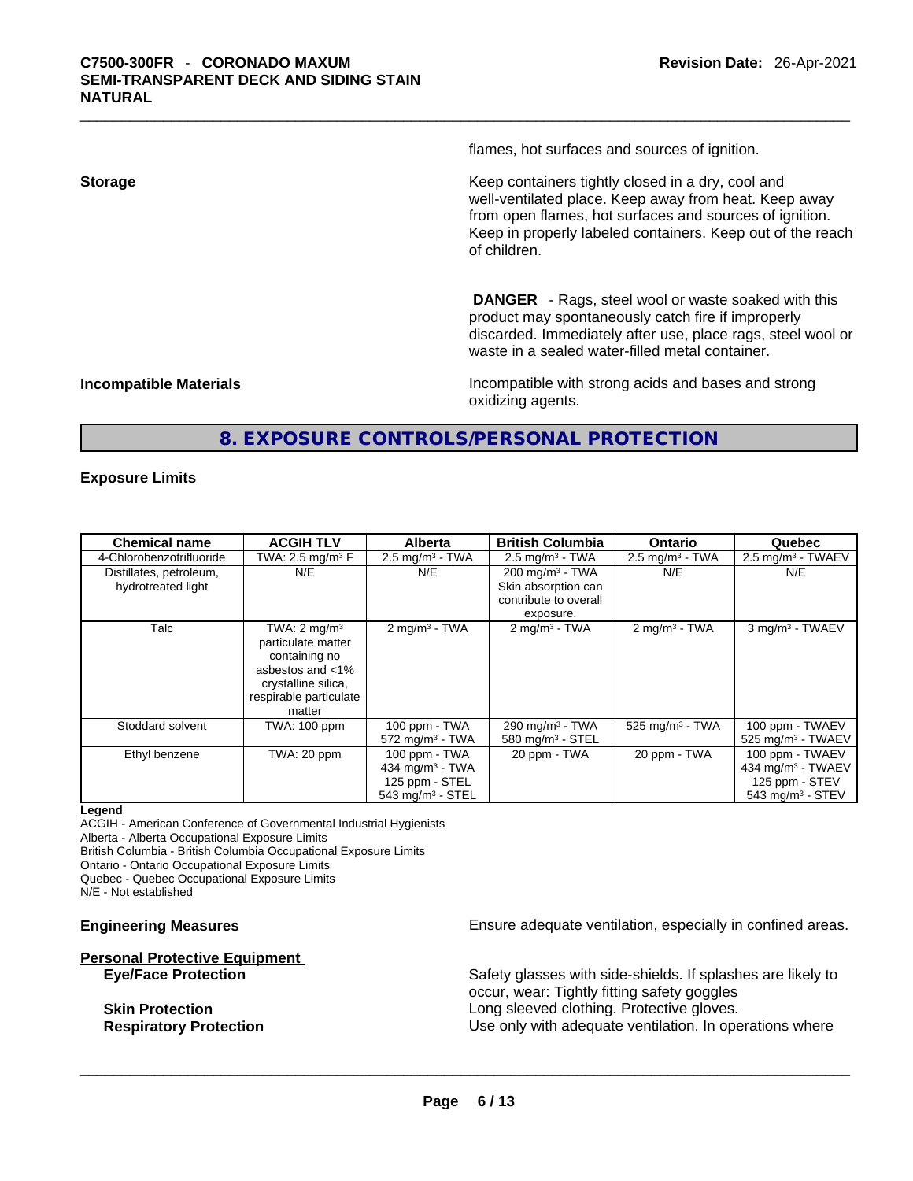flames, hot surfaces and sources of ignition.

**Storage**

Keep containers tightly closed in a dry, cool and well-ventilated place. Keep away from heat. Keep away from open flames, hot surfaces and sources of ignition. Keep in properly labeled containers. Keep out of the reach of children.

**DANGER** - Rags, steel wool or waste soaked with this product may spontaneously catch fire if improperly discarded. Immediately after use, place rags, steel wool or waste in a sealed water-filled metal container.

**Incompatible Materials**

Incompatible with strong acids and bases and strong oxidizing agents.

## 8. EXPOSURE CONTROLS/PERSONAL PROTECTION

### Exposure Limits

| Chemical name | ACGIH TLV | Alberta | British Columbia | Ontario | Quebec |
|---|---|---|---|---|---|
| 4-Chlorobenzotrifluoride | TWA: 2.5 mg/m³ F | 2.5 mg/m³ - TWA | 2.5 mg/m³ - TWA | 2.5 mg/m³ - TWA | 2.5 mg/m³ - TWAEV |
| Distillates, petroleum, hydrotreated light | N/E | N/E | 200 mg/m³ - TWA Skin absorption can contribute to overall exposure. | N/E | N/E |
| Talc | TWA: 2 mg/m³ particulate matter containing no asbestos and <1% crystalline silica, respirable particulate matter | 2 mg/m³ - TWA | 2 mg/m³ - TWA | 2 mg/m³ - TWA | 3 mg/m³ - TWAEV |
| Stoddard solvent | TWA: 100 ppm | 100 ppm - TWA 572 mg/m³ - TWA | 290 mg/m³ - TWA 580 mg/m³ - STEL | 525 mg/m³ - TWA | 100 ppm - TWAEV 525 mg/m³ - TWAEV |
| Ethyl benzene | TWA: 20 ppm | 100 ppm - TWA 434 mg/m³ - TWA 125 ppm - STEL 543 mg/m³ - STEL | 20 ppm - TWA | 20 ppm - TWA | 100 ppm - TWAEV 434 mg/m³ - TWAEV 125 ppm - STEV 543 mg/m³ - STEV |

**Legend**
ACGIH - American Conference of Governmental Industrial Hygienists
Alberta - Alberta Occupational Exposure Limits
British Columbia - British Columbia Occupational Exposure Limits
Ontario - Ontario Occupational Exposure Limits
Quebec - Quebec Occupational Exposure Limits
N/E - Not established

**Engineering Measures**

Ensure adequate ventilation, especially in confined areas.

**Personal Protective Equipment**

**Eye/Face Protection**

Safety glasses with side-shields. If splashes are likely to occur, wear: Tightly fitting safety goggles

**Skin Protection**

Long sleeved clothing. Protective gloves.

**Respiratory Protection**

Use only with adequate ventilation. In operations where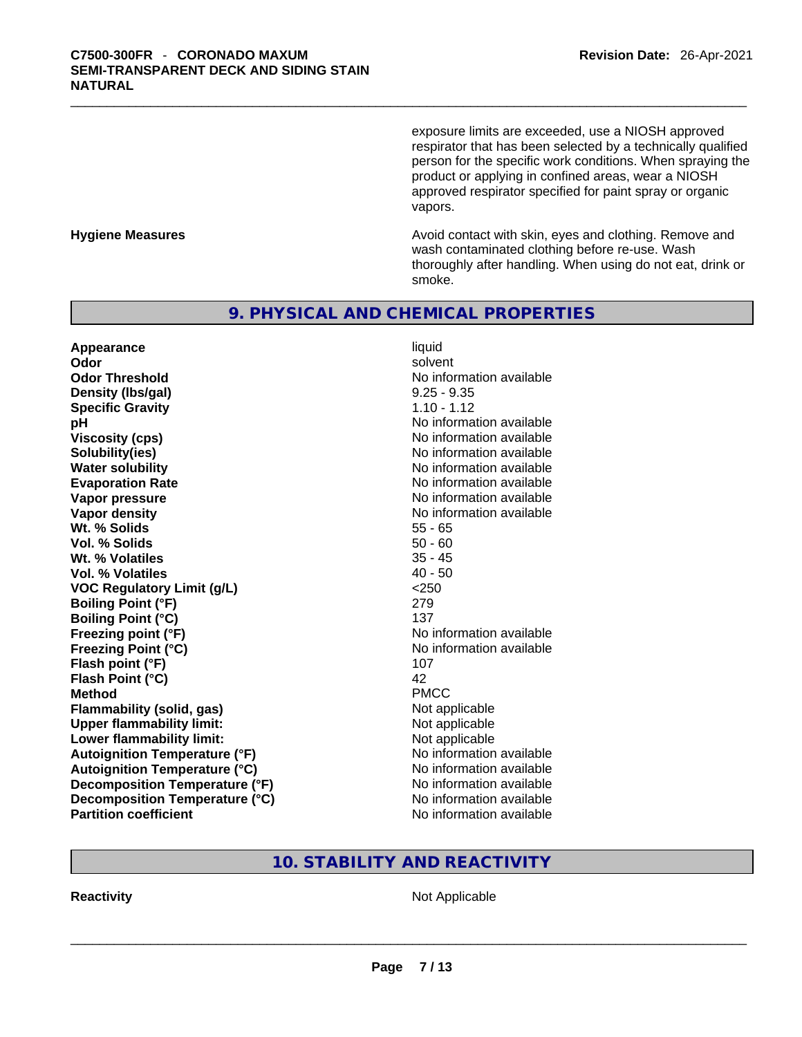exposure limits are exceeded, use a NIOSH approved respirator that has been selected by a technically qualified person for the specific work conditions. When spraying the product or applying in confined areas, wear a NIOSH approved respirator specified for paint spray or organic vapors.

**Hygiene Measures** Avoid contact with skin, eyes and clothing. Remove and wash contaminated clothing before re-use. Wash thoroughly after handling. When using do not eat, drink or smoke.

## 9. PHYSICAL AND CHEMICAL PROPERTIES

| | |
|---|---|
| **Appearance** | liquid |
| **Odor** | solvent |
| **Odor Threshold** | No information available |
| **Density (lbs/gal)** | 9.25 - 9.35 |
| **Specific Gravity** | 1.10 - 1.12 |
| **pH** | No information available |
| **Viscosity (cps)** | No information available |
| **Solubility(ies)** | No information available |
| **Water solubility** | No information available |
| **Evaporation Rate** | No information available |
| **Vapor pressure** | No information available |
| **Vapor density** | No information available |
| **Wt. % Solids** | 55 - 65 |
| **Vol. % Solids** | 50 - 60 |
| **Wt. % Volatiles** | 35 - 45 |
| **Vol. % Volatiles** | 40 - 50 |
| **VOC Regulatory Limit (g/L)** | <250 |
| **Boiling Point (°F)** | 279 |
| **Boiling Point (°C)** | 137 |
| **Freezing point (°F)** | No information available |
| **Freezing Point (°C)** | No information available |
| **Flash point (°F)** | 107 |
| **Flash Point (°C)** | 42 |
| **Method** | PMCC |
| **Flammability (solid, gas)** | Not applicable |
| **Upper flammability limit:** | Not applicable |
| **Lower flammability limit:** | Not applicable |
| **Autoignition Temperature (°F)** | No information available |
| **Autoignition Temperature (°C)** | No information available |
| **Decomposition Temperature (°F)** | No information available |
| **Decomposition Temperature (°C)** | No information available |
| **Partition coefficient** | No information available |

## 10. STABILITY AND REACTIVITY

**Reactivity** Not Applicable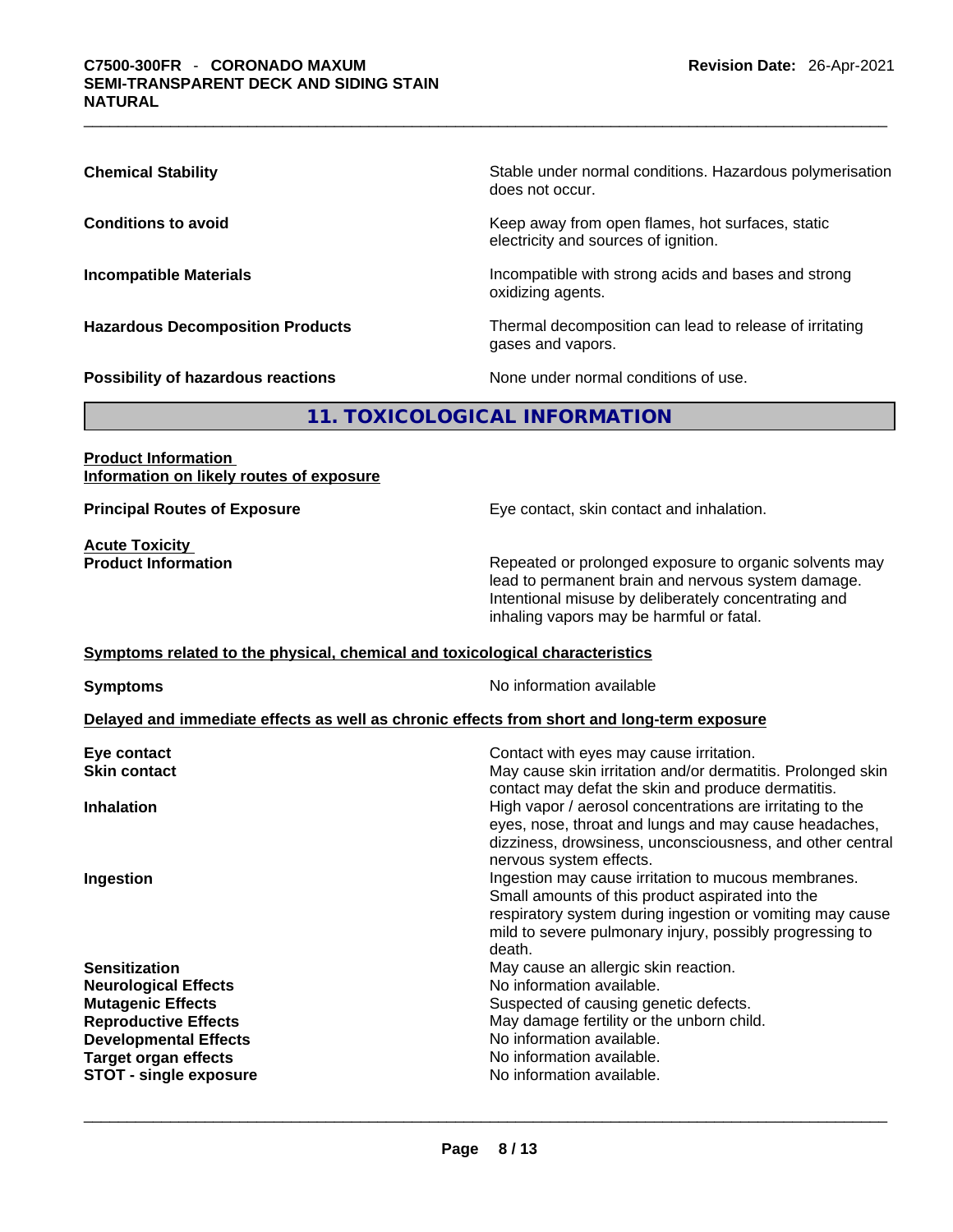| | |
|---|---|
| **Chemical Stability** | Stable under normal conditions. Hazardous polymerisation does not occur. |
| **Conditions to avoid** | Keep away from open flames, hot surfaces, static electricity and sources of ignition. |
| **Incompatible Materials** | Incompatible with strong acids and bases and strong oxidizing agents. |
| **Hazardous Decomposition Products** | Thermal decomposition can lead to release of irritating gases and vapors. |
| **Possibility of hazardous reactions** | None under normal conditions of use. |

## 11. TOXICOLOGICAL INFORMATION

**Product Information**
**Information on likely routes of exposure**

| | |
|---|---|
| **Principal Routes of Exposure** | Eye contact, skin contact and inhalation. |

**Acute Toxicity**

| | |
|---|---|
| **Product Information** | Repeated or prolonged exposure to organic solvents may lead to permanent brain and nervous system damage. Intentional misuse by deliberately concentrating and inhaling vapors may be harmful or fatal. |

**Symptoms related to the physical, chemical and toxicological characteristics**

| | |
|---|---|
| **Symptoms** | No information available |

**Delayed and immediate effects as well as chronic effects from short and long-term exposure**

| | |
|---|---|
| **Eye contact** | Contact with eyes may cause irritation. |
| **Skin contact** | May cause skin irritation and/or dermatitis. Prolonged skin contact may defat the skin and produce dermatitis. |
| **Inhalation** | High vapor / aerosol concentrations are irritating to the eyes, nose, throat and lungs and may cause headaches, dizziness, drowsiness, unconsciousness, and other central nervous system effects. |
| **Ingestion** | Ingestion may cause irritation to mucous membranes. Small amounts of this product aspirated into the respiratory system during ingestion or vomiting may cause mild to severe pulmonary injury, possibly progressing to death. |
| **Sensitization** | May cause an allergic skin reaction. |
| **Neurological Effects** | No information available. |
| **Mutagenic Effects** | Suspected of causing genetic defects. |
| **Reproductive Effects** | May damage fertility or the unborn child. |
| **Developmental Effects** | No information available. |
| **Target organ effects** | No information available. |
| **STOT - single exposure** | No information available. |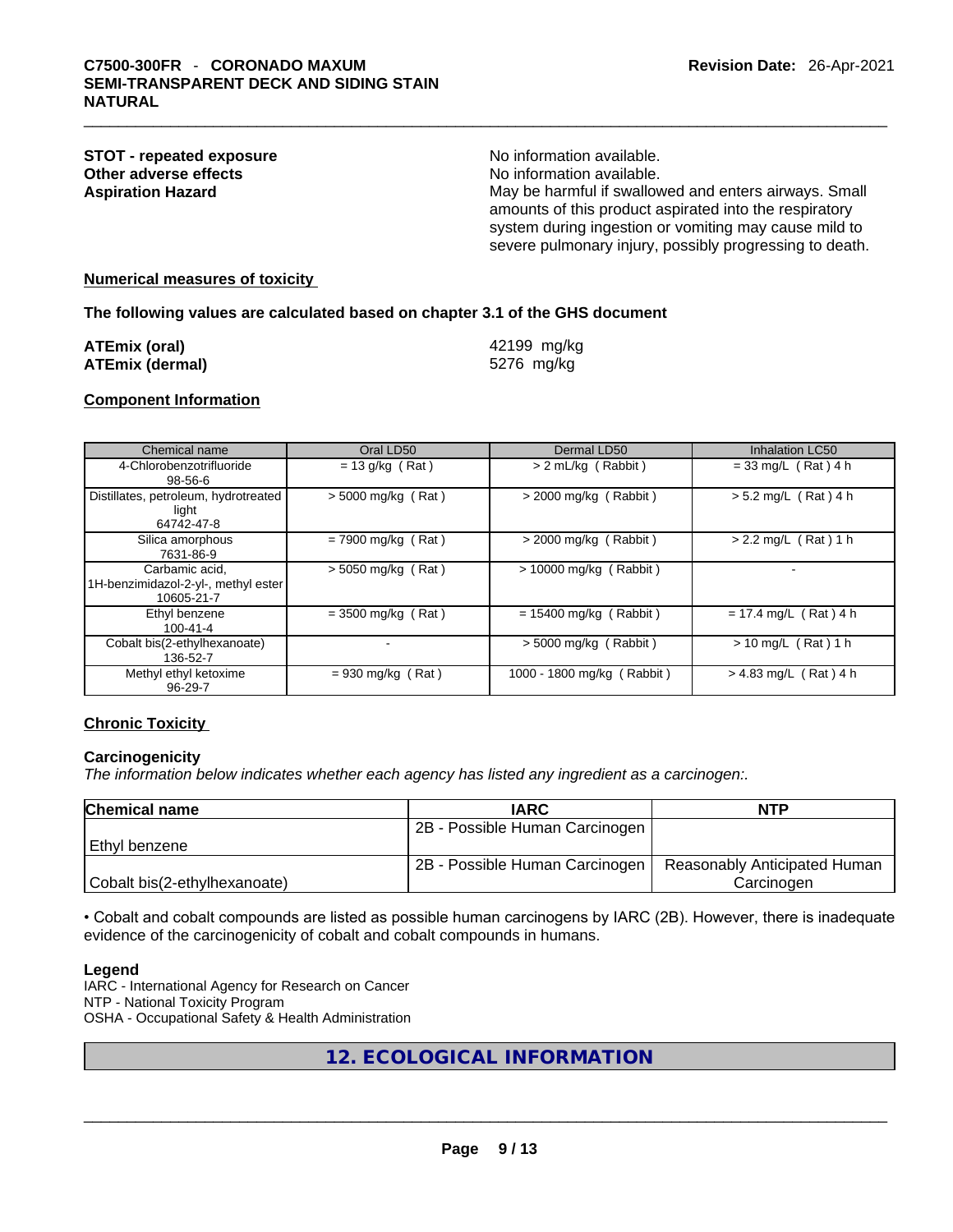**STOT - repeated exposure** No information available.

**Other adverse effects** No information available.

**Aspiration Hazard** May be harmful if swallowed and enters airways. Small amounts of this product aspirated into the respiratory system during ingestion or vomiting may cause mild to severe pulmonary injury, possibly progressing to death.

**Numerical measures of toxicity**

**The following values are calculated based on chapter 3.1 of the GHS document**

**ATEmix (oral)** 42199 mg/kg

**ATEmix (dermal)** 5276 mg/kg

**Component Information**

| Chemical name | Oral LD50 | Dermal LD50 | Inhalation LC50 |
|---|---|---|---|
| 4-Chlorobenzotrifluoride 98-56-6 | = 13 g/kg ( Rat ) | > 2 mL/kg ( Rabbit ) | = 33 mg/L ( Rat ) 4 h |
| Distillates, petroleum, hydrotreated light 64742-47-8 | > 5000 mg/kg ( Rat ) | > 2000 mg/kg ( Rabbit ) | > 5.2 mg/L ( Rat ) 4 h |
| Silica amorphous 7631-86-9 | = 7900 mg/kg ( Rat ) | > 2000 mg/kg ( Rabbit ) | > 2.2 mg/L ( Rat ) 1 h |
| Carbamic acid, 1H-benzimidazol-2-yl-, methyl ester 10605-21-7 | > 5050 mg/kg ( Rat ) | > 10000 mg/kg ( Rabbit ) | - |
| Ethyl benzene 100-41-4 | = 3500 mg/kg ( Rat ) | = 15400 mg/kg ( Rabbit ) | = 17.4 mg/L ( Rat ) 4 h |
| Cobalt bis(2-ethylhexanoate) 136-52-7 | - | > 5000 mg/kg ( Rabbit ) | > 10 mg/L ( Rat ) 1 h |
| Methyl ethyl ketoxime 96-29-7 | = 930 mg/kg ( Rat ) | 1000 - 1800 mg/kg ( Rabbit ) | > 4.83 mg/L ( Rat ) 4 h |

**Chronic Toxicity**

**Carcinogenicity**

*The information below indicates whether each agency has listed any ingredient as a carcinogen:.*

| Chemical name | IARC | NTP |
|---|---|---|
| Ethyl benzene | 2B - Possible Human Carcinogen | |
| Cobalt bis(2-ethylhexanoate) | 2B - Possible Human Carcinogen | Reasonably Anticipated Human Carcinogen |

• Cobalt and cobalt compounds are listed as possible human carcinogens by IARC (2B). However, there is inadequate evidence of the carcinogenicity of cobalt and cobalt compounds in humans.

**Legend**

IARC - International Agency for Research on Cancer
NTP - National Toxicity Program
OSHA - Occupational Safety & Health Administration

## 12. ECOLOGICAL INFORMATION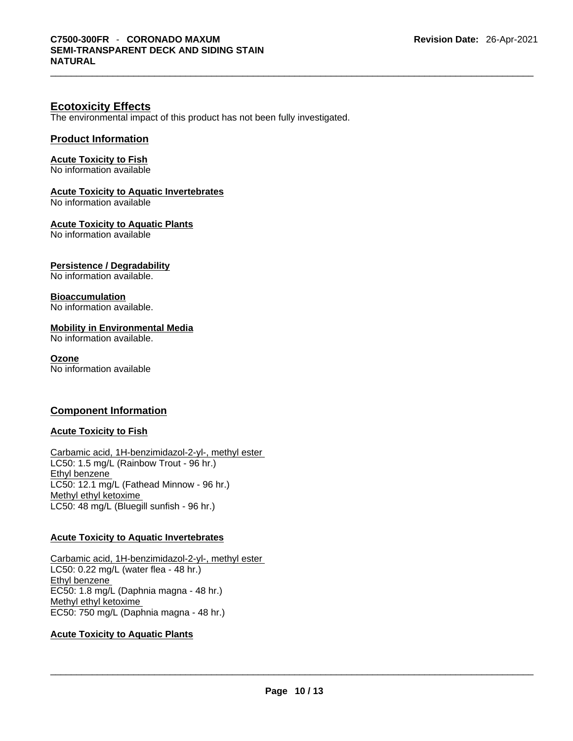## Ecotoxicity Effects

The environmental impact of this product has not been fully investigated.

### Product Information

**Acute Toxicity to Fish**
No information available

**Acute Toxicity to Aquatic Invertebrates**
No information available

**Acute Toxicity to Aquatic Plants**
No information available

**Persistence / Degradability**
No information available.

**Bioaccumulation**
No information available.

**Mobility in Environmental Media**
No information available.

**Ozone**
No information available

### Component Information

**Acute Toxicity to Fish**

Carbamic acid, 1H-benzimidazol-2-yl-, methyl ester
LC50: 1.5 mg/L (Rainbow Trout - 96 hr.)
Ethyl benzene
LC50: 12.1 mg/L (Fathead Minnow - 96 hr.)
Methyl ethyl ketoxime
LC50: 48 mg/L (Bluegill sunfish - 96 hr.)

**Acute Toxicity to Aquatic Invertebrates**

Carbamic acid, 1H-benzimidazol-2-yl-, methyl ester
LC50: 0.22 mg/L (water flea - 48 hr.)
Ethyl benzene
EC50: 1.8 mg/L (Daphnia magna - 48 hr.)
Methyl ethyl ketoxime
EC50: 750 mg/L (Daphnia magna - 48 hr.)

**Acute Toxicity to Aquatic Plants**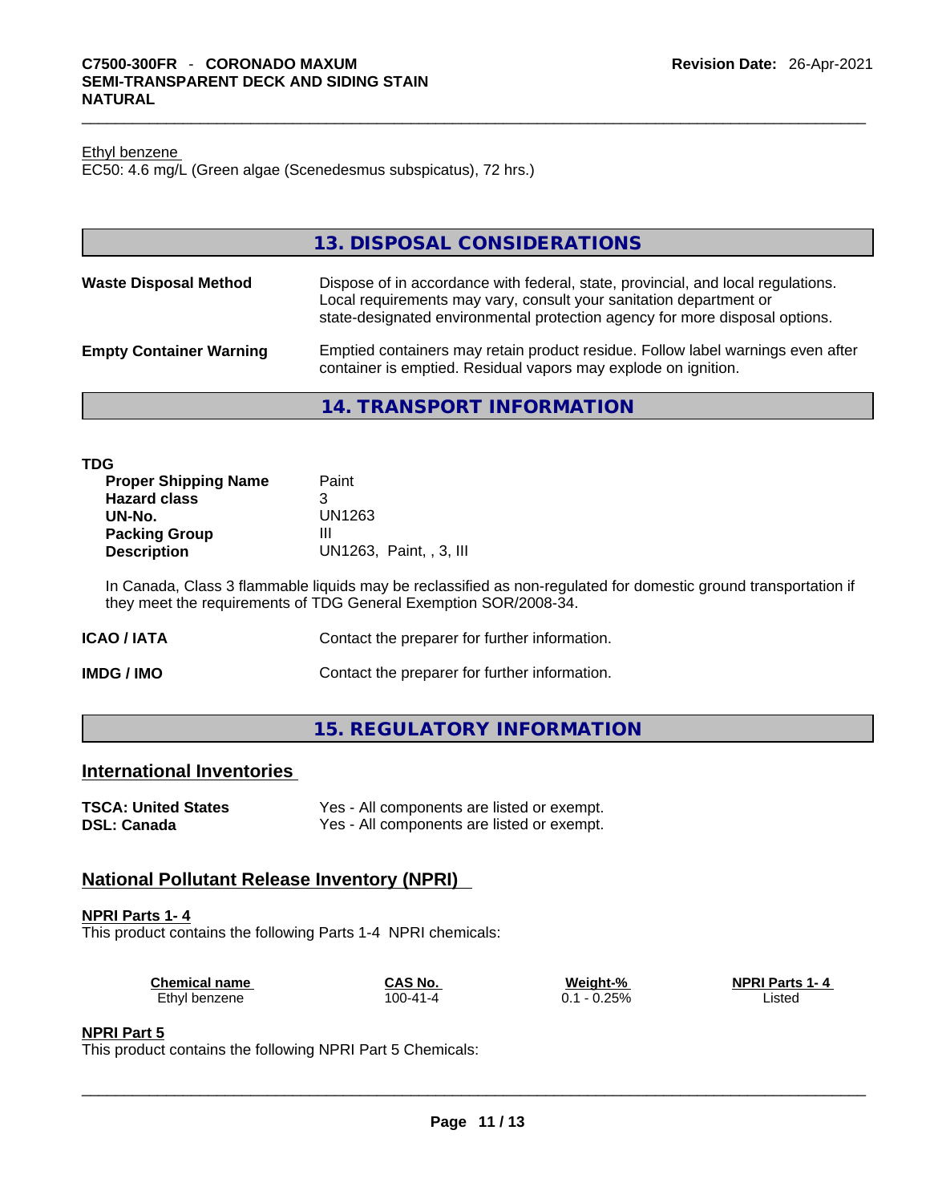Ethyl benzene
EC50: 4.6 mg/L (Green algae (Scenedesmus subspicatus), 72 hrs.)

## 13. DISPOSAL CONSIDERATIONS

**Waste Disposal Method**
Dispose of in accordance with federal, state, provincial, and local regulations. Local requirements may vary, consult your sanitation department or state-designated environmental protection agency for more disposal options.

**Empty Container Warning**
Emptied containers may retain product residue. Follow label warnings even after container is emptied. Residual vapors may explode on ignition.

## 14. TRANSPORT INFORMATION

**TDG**

| | |
|---|---|
| **Proper Shipping Name** | Paint |
| **Hazard class** | 3 |
| **UN-No.** | UN1263 |
| **Packing Group** | III |
| **Description** | UN1263, Paint, , 3, III |

In Canada, Class 3 flammable liquids may be reclassified as non-regulated for domestic ground transportation if they meet the requirements of TDG General Exemption SOR/2008-34.

**ICAO / IATA** Contact the preparer for further information.

**IMDG / IMO** Contact the preparer for further information.

## 15. REGULATORY INFORMATION

### International Inventories

| | |
|---|---|
| **TSCA: United States** | Yes - All components are listed or exempt. |
| **DSL: Canada** | Yes - All components are listed or exempt. |

### National Pollutant Release Inventory (NPRI)

**NPRI Parts 1- 4**
This product contains the following Parts 1-4 NPRI chemicals:

| Chemical name | CAS No. | Weight-% | NPRI Parts 1- 4 |
|---|---|---|---|
| Ethyl benzene | 100-41-4 | 0.1 - 0.25% | Listed |

**NPRI Part 5**
This product contains the following NPRI Part 5 Chemicals: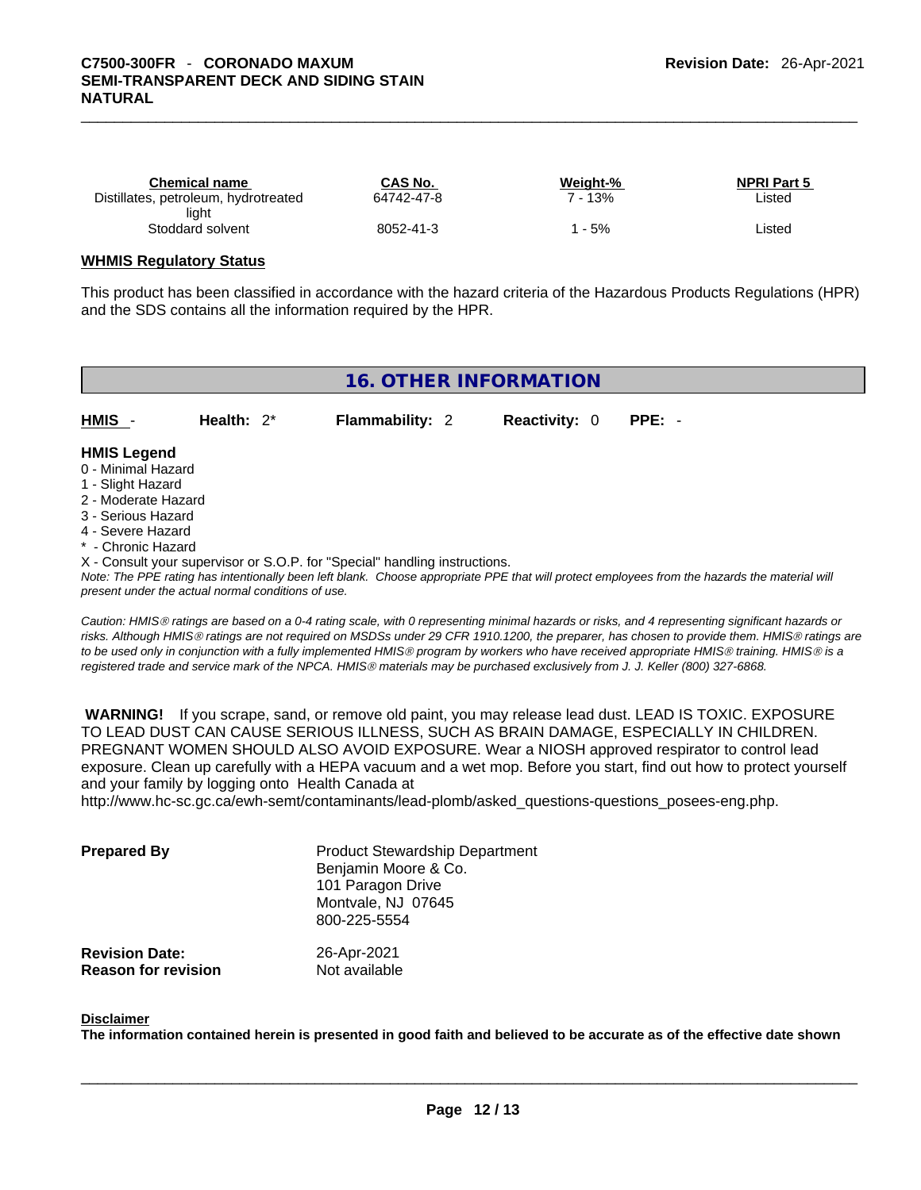| Chemical name | CAS No. | Weight-% | NPRI Part 5 |
|---|---|---|---|
| Distillates, petroleum, hydrotreated light | 64742-47-8 | 7 - 13% | Listed |
| Stoddard solvent | 8052-41-3 | 1 - 5% | Listed |

**WHMIS Regulatory Status**

This product has been classified in accordance with the hazard criteria of the Hazardous Products Regulations (HPR) and the SDS contains all the information required by the HPR.

## 16. OTHER INFORMATION

**HMIS** - **Health:** 2* **Flammability:** 2 **Reactivity:** 0 **PPE:** -

**HMIS Legend**

0 - Minimal Hazard
1 - Slight Hazard
2 - Moderate Hazard
3 - Serious Hazard
4 - Severe Hazard
* - Chronic Hazard
X - Consult your supervisor or S.O.P. for "Special" handling instructions.

*Note: The PPE rating has intentionally been left blank. Choose appropriate PPE that will protect employees from the hazards the material will present under the actual normal conditions of use.*

*Caution: HMIS® ratings are based on a 0-4 rating scale, with 0 representing minimal hazards or risks, and 4 representing significant hazards or risks. Although HMIS® ratings are not required on MSDSs under 29 CFR 1910.1200, the preparer, has chosen to provide them. HMIS® ratings are to be used only in conjunction with a fully implemented HMIS® program by workers who have received appropriate HMIS® training. HMIS® is a registered trade and service mark of the NPCA. HMIS® materials may be purchased exclusively from J. J. Keller (800) 327-6868.*

**WARNING!** If you scrape, sand, or remove old paint, you may release lead dust. LEAD IS TOXIC. EXPOSURE TO LEAD DUST CAN CAUSE SERIOUS ILLNESS, SUCH AS BRAIN DAMAGE, ESPECIALLY IN CHILDREN. PREGNANT WOMEN SHOULD ALSO AVOID EXPOSURE. Wear a NIOSH approved respirator to control lead exposure. Clean up carefully with a HEPA vacuum and a wet mop. Before you start, find out how to protect yourself and your family by logging onto Health Canada at http://www.hc-sc.gc.ca/ewh-semt/contaminants/lead-plomb/asked_questions-questions_posees-eng.php.

**Prepared By**
Product Stewardship Department
Benjamin Moore & Co.
101 Paragon Drive
Montvale, NJ 07645
800-225-5554

**Revision Date:** 26-Apr-2021
**Reason for revision** Not available

**Disclaimer**

**The information contained herein is presented in good faith and believed to be accurate as of the effective date shown**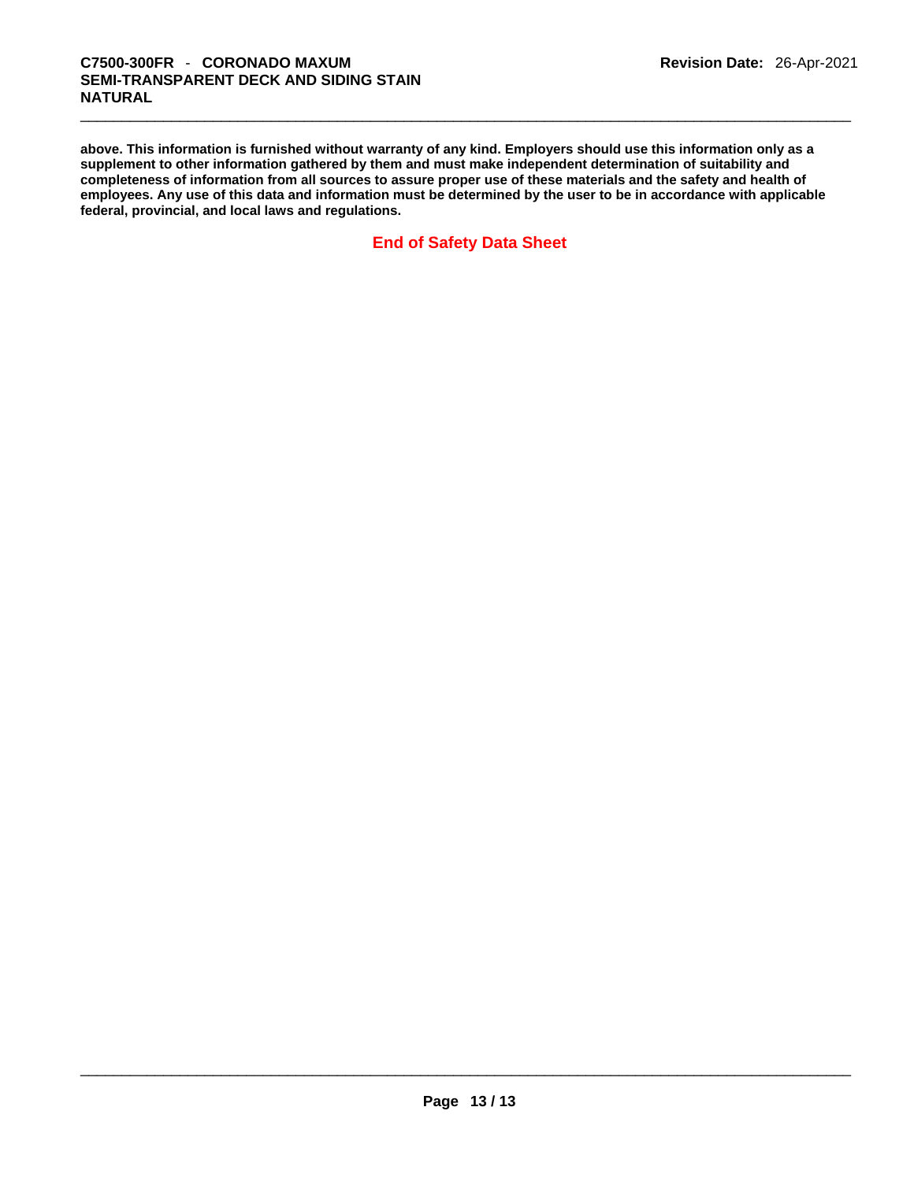**above. This information is furnished without warranty of any kind. Employers should use this information only as a supplement to other information gathered by them and must make independent determination of suitability and completeness of information from all sources to assure proper use of these materials and the safety and health of employees. Any use of this data and information must be determined by the user to be in accordance with applicable federal, provincial, and local laws and regulations.**

**End of Safety Data Sheet**